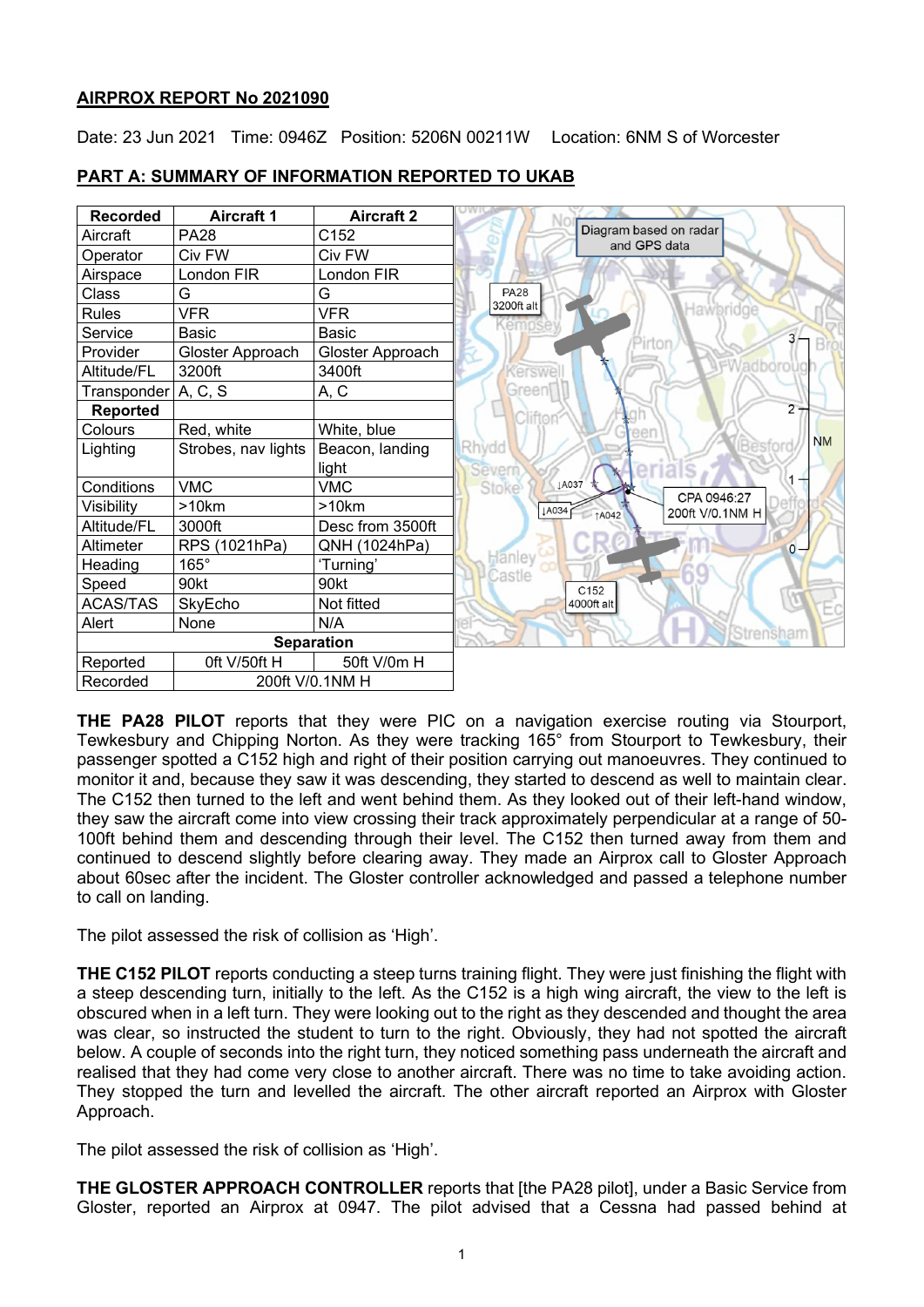**AIRPROX REPORT No 2021090**

Date: 23 Jun 2021 Time: 0946Z Position: 5206N 00211W Location: 6NM S of Worcester

**PART A: SUMMARY OF INFORMATION REPORTED TO UKAB**

| Recorded | Aircraft 1 | Aircraft 2 |
|---|---|---|
| Aircraft | PA28 | C152 |
| Operator | Civ FW | Civ FW |
| Airspace | London FIR | London FIR |
| Class | G | G |
| Rules | VFR | VFR |
| Service | Basic | Basic |
| Provider | Gloster Approach | Gloster Approach |
| Altitude/FL | 3200ft | 3400ft |
| Transponder | A, C, S | A, C |
| **Reported** | | |
| Colours | Red, white | White, blue |
| Lighting | Strobes, nav lights | Beacon, landing light |
| Conditions | VMC | VMC |
| Visibility | >10km | >10km |
| Altitude/FL | 3000ft | Desc from 3500ft |
| Altimeter | RPS (1021hPa) | QNH (1024hPa) |
| Heading | 165° | 'Turning' |
| Speed | 90kt | 90kt |
| ACAS/TAS | SkyEcho | Not fitted |
| Alert | None | N/A |
| **Separation** | | |
| Reported | 0ft V/50ft H | 50ft V/0m H |
| Recorded | 200ft V/0.1NM H | |

Diagram based on radar and GPS data

**THE PA28 PILOT** reports that they were PIC on a navigation exercise routing via Stourport, Tewkesbury and Chipping Norton. As they were tracking 165° from Stourport to Tewkesbury, their passenger spotted a C152 high and right of their position carrying out manoeuvres. They continued to monitor it and, because they saw it was descending, they started to descend as well to maintain clear. The C152 then turned to the left and went behind them. As they looked out of their left-hand window, they saw the aircraft come into view crossing their track approximately perpendicular at a range of 50-100ft behind them and descending through their level. The C152 then turned away from them and continued to descend slightly before clearing away. They made an Airprox call to Gloster Approach about 60sec after the incident. The Gloster controller acknowledged and passed a telephone number to call on landing.

The pilot assessed the risk of collision as 'High'.

**THE C152 PILOT** reports conducting a steep turns training flight. They were just finishing the flight with a steep descending turn, initially to the left. As the C152 is a high wing aircraft, the view to the left is obscured when in a left turn. They were looking out to the right as they descended and thought the area was clear, so instructed the student to turn to the right. Obviously, they had not spotted the aircraft below. A couple of seconds into the right turn, they noticed something pass underneath the aircraft and realised that they had come very close to another aircraft. There was no time to take avoiding action. They stopped the turn and levelled the aircraft. The other aircraft reported an Airprox with Gloster Approach.

The pilot assessed the risk of collision as 'High'.

**THE GLOSTER APPROACH CONTROLLER** reports that [the PA28 pilot], under a Basic Service from Gloster, reported an Airprox at 0947. The pilot advised that a Cessna had passed behind at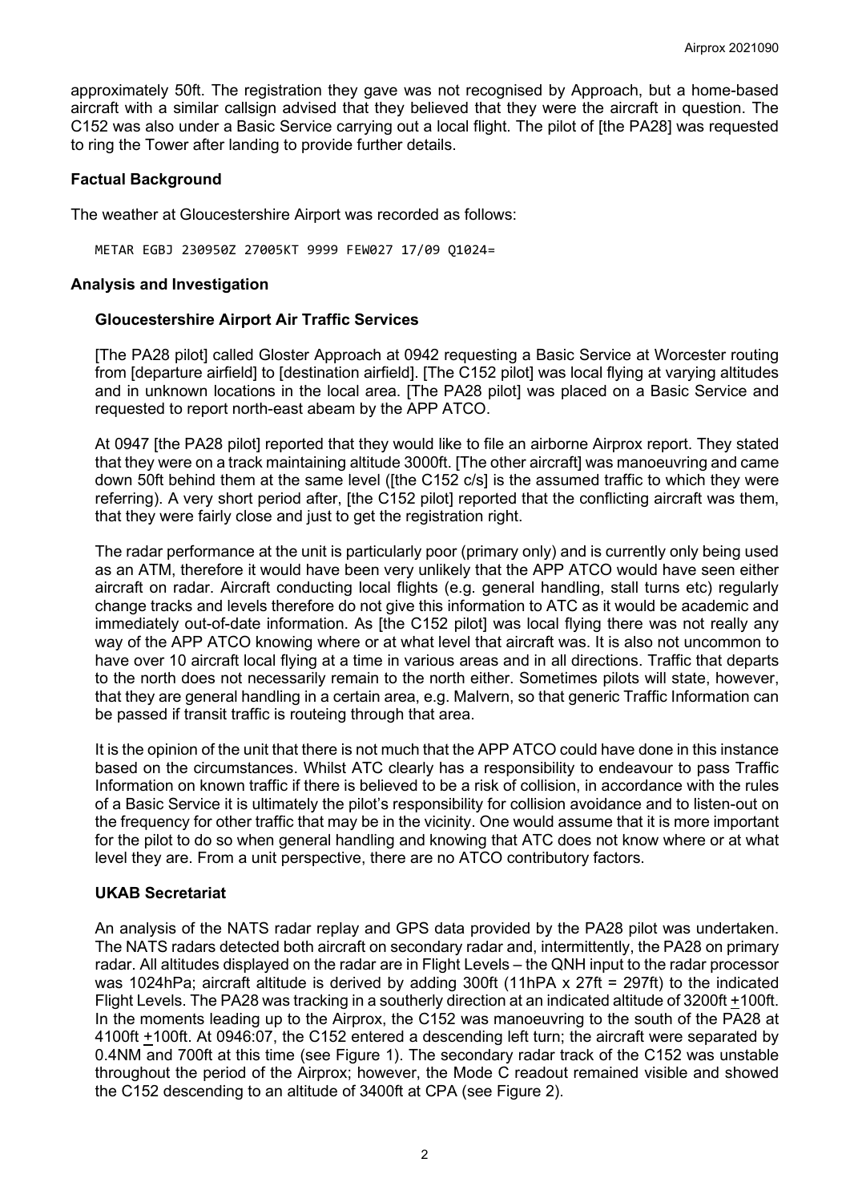approximately 50ft. The registration they gave was not recognised by Approach, but a home-based aircraft with a similar callsign advised that they believed that they were the aircraft in question. The C152 was also under a Basic Service carrying out a local flight. The pilot of [the PA28] was requested to ring the Tower after landing to provide further details.

## Factual Background

The weather at Gloucestershire Airport was recorded as follows:

```
METAR EGBJ 230950Z 27005KT 9999 FEW027 17/09 Q1024=
```

## Analysis and Investigation

### Gloucestershire Airport Air Traffic Services

[The PA28 pilot] called Gloster Approach at 0942 requesting a Basic Service at Worcester routing from [departure airfield] to [destination airfield]. [The C152 pilot] was local flying at varying altitudes and in unknown locations in the local area. [The PA28 pilot] was placed on a Basic Service and requested to report north-east abeam by the APP ATCO.

At 0947 [the PA28 pilot] reported that they would like to file an airborne Airprox report. They stated that they were on a track maintaining altitude 3000ft. [The other aircraft] was manoeuvring and came down 50ft behind them at the same level ([the C152 c/s] is the assumed traffic to which they were referring). A very short period after, [the C152 pilot] reported that the conflicting aircraft was them, that they were fairly close and just to get the registration right.

The radar performance at the unit is particularly poor (primary only) and is currently only being used as an ATM, therefore it would have been very unlikely that the APP ATCO would have seen either aircraft on radar. Aircraft conducting local flights (e.g. general handling, stall turns etc) regularly change tracks and levels therefore do not give this information to ATC as it would be academic and immediately out-of-date information. As [the C152 pilot] was local flying there was not really any way of the APP ATCO knowing where or at what level that aircraft was. It is also not uncommon to have over 10 aircraft local flying at a time in various areas and in all directions. Traffic that departs to the north does not necessarily remain to the north either. Sometimes pilots will state, however, that they are general handling in a certain area, e.g. Malvern, so that generic Traffic Information can be passed if transit traffic is routeing through that area.

It is the opinion of the unit that there is not much that the APP ATCO could have done in this instance based on the circumstances. Whilst ATC clearly has a responsibility to endeavour to pass Traffic Information on known traffic if there is believed to be a risk of collision, in accordance with the rules of a Basic Service it is ultimately the pilot's responsibility for collision avoidance and to listen-out on the frequency for other traffic that may be in the vicinity. One would assume that it is more important for the pilot to do so when general handling and knowing that ATC does not know where or at what level they are. From a unit perspective, there are no ATCO contributory factors.

### UKAB Secretariat

An analysis of the NATS radar replay and GPS data provided by the PA28 pilot was undertaken. The NATS radars detected both aircraft on secondary radar and, intermittently, the PA28 on primary radar. All altitudes displayed on the radar are in Flight Levels – the QNH input to the radar processor was 1024hPa; aircraft altitude is derived by adding 300ft (11hPA x 27ft = 297ft) to the indicated Flight Levels. The PA28 was tracking in a southerly direction at an indicated altitude of 3200ft ±100ft. In the moments leading up to the Airprox, the C152 was manoeuvring to the south of the PA28 at 4100ft ±100ft. At 0946:07, the C152 entered a descending left turn; the aircraft were separated by 0.4NM and 700ft at this time (see Figure 1). The secondary radar track of the C152 was unstable throughout the period of the Airprox; however, the Mode C readout remained visible and showed the C152 descending to an altitude of 3400ft at CPA (see Figure 2).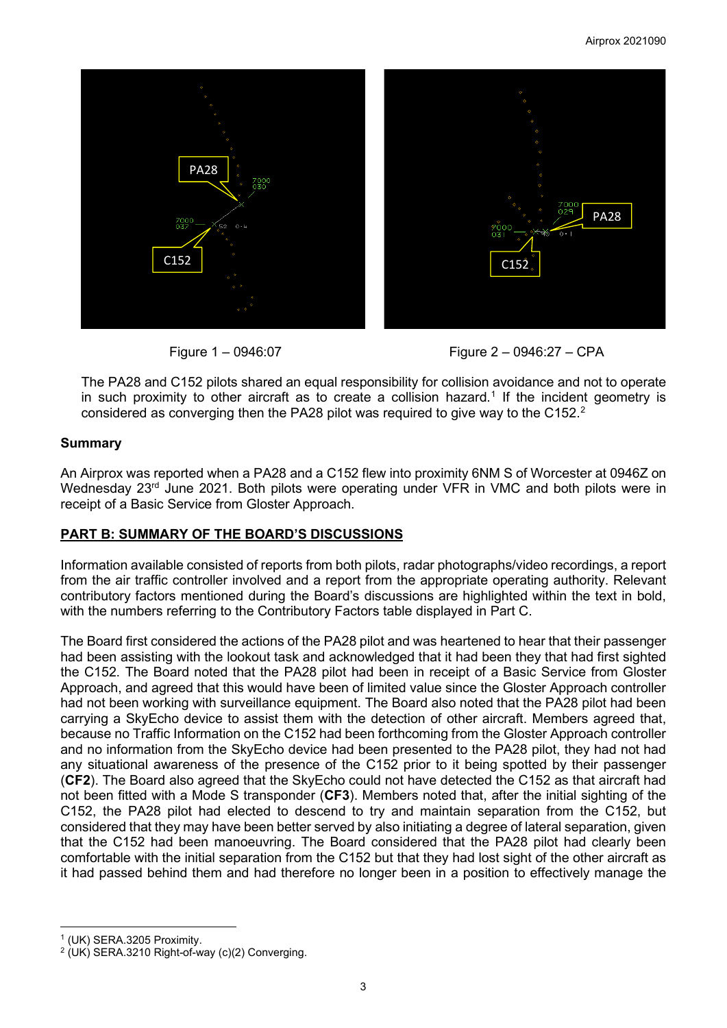Figure 1 – 0946:07

Figure 2 – 0946:27 – CPA

The PA28 and C152 pilots shared an equal responsibility for collision avoidance and not to operate in such proximity to other aircraft as to create a collision hazard.[1] If the incident geometry is considered as converging then the PA28 pilot was required to give way to the C152.[2]

## Summary

An Airprox was reported when a PA28 and a C152 flew into proximity 6NM S of Worcester at 0946Z on Wednesday 23rd June 2021. Both pilots were operating under VFR in VMC and both pilots were in receipt of a Basic Service from Gloster Approach.

## PART B: SUMMARY OF THE BOARD'S DISCUSSIONS

Information available consisted of reports from both pilots, radar photographs/video recordings, a report from the air traffic controller involved and a report from the appropriate operating authority. Relevant contributory factors mentioned during the Board's discussions are highlighted within the text in bold, with the numbers referring to the Contributory Factors table displayed in Part C.

The Board first considered the actions of the PA28 pilot and was heartened to hear that their passenger had been assisting with the lookout task and acknowledged that it had been they that had first sighted the C152. The Board noted that the PA28 pilot had been in receipt of a Basic Service from Gloster Approach, and agreed that this would have been of limited value since the Gloster Approach controller had not been working with surveillance equipment. The Board also noted that the PA28 pilot had been carrying a SkyEcho device to assist them with the detection of other aircraft. Members agreed that, because no Traffic Information on the C152 had been forthcoming from the Gloster Approach controller and no information from the SkyEcho device had been presented to the PA28 pilot, they had not had any situational awareness of the presence of the C152 prior to it being spotted by their passenger (**CF2**). The Board also agreed that the SkyEcho could not have detected the C152 as that aircraft had not been fitted with a Mode S transponder (**CF3**). Members noted that, after the initial sighting of the C152, the PA28 pilot had elected to descend to try and maintain separation from the C152, but considered that they may have been better served by also initiating a degree of lateral separation, given that the C152 had been manoeuvring. The Board considered that the PA28 pilot had clearly been comfortable with the initial separation from the C152 but that they had lost sight of the other aircraft as it had passed behind them and had therefore no longer been in a position to effectively manage the

---

[1] (UK) SERA.3205 Proximity.

[2] (UK) SERA.3210 Right-of-way (c)(2) Converging.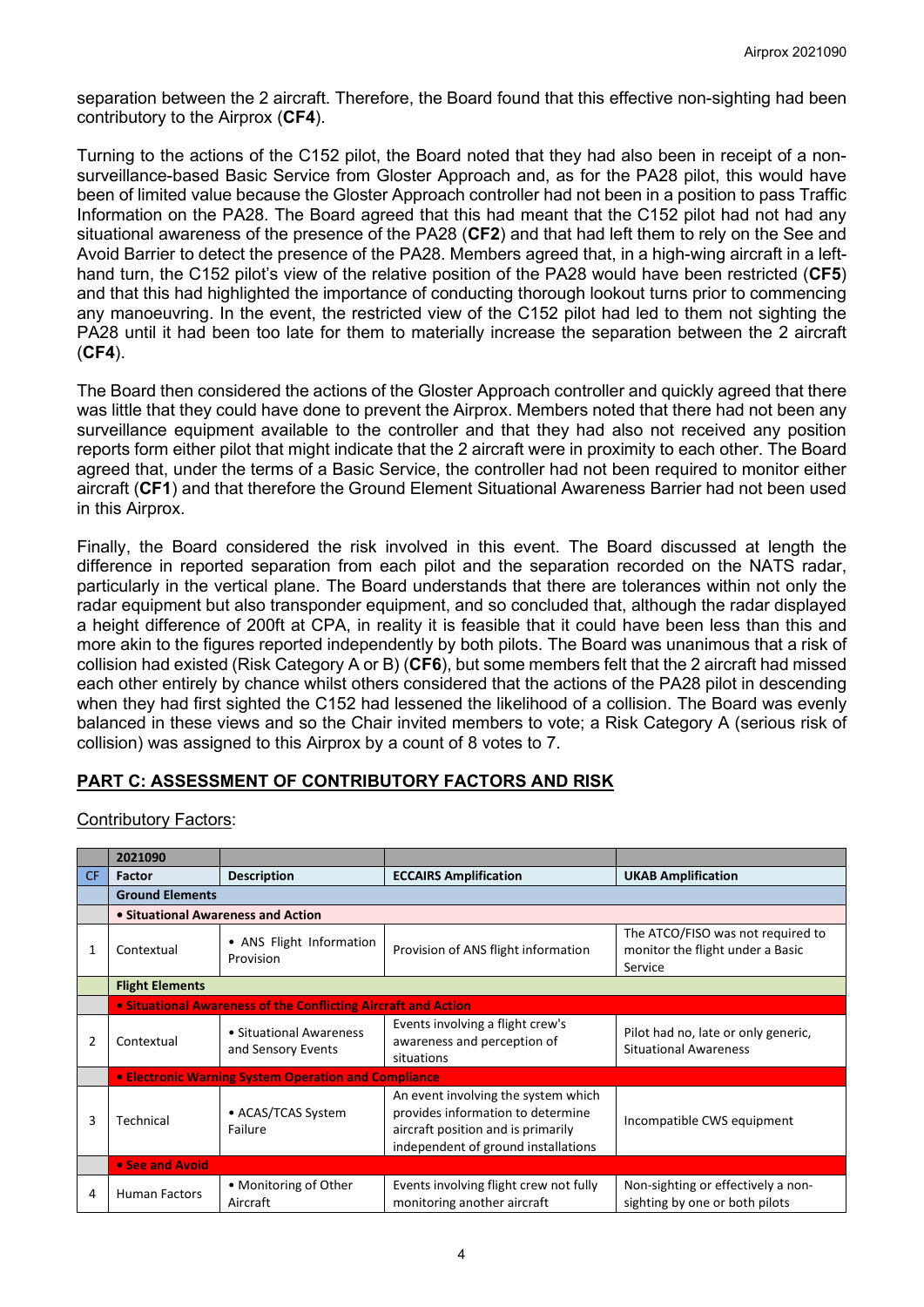separation between the 2 aircraft. Therefore, the Board found that this effective non-sighting had been contributory to the Airprox (**CF4**).

Turning to the actions of the C152 pilot, the Board noted that they had also been in receipt of a non-surveillance-based Basic Service from Gloster Approach and, as for the PA28 pilot, this would have been of limited value because the Gloster Approach controller had not been in a position to pass Traffic Information on the PA28. The Board agreed that this had meant that the C152 pilot had not had any situational awareness of the presence of the PA28 (**CF2**) and that that had left them to rely on the See and Avoid Barrier to detect the presence of the PA28. Members agreed that, in a high-wing aircraft in a left-hand turn, the C152 pilot's view of the relative position of the PA28 would have been restricted (**CF5**) and that this had highlighted the importance of conducting thorough lookout turns prior to commencing any manoeuvring. In the event, the restricted view of the C152 pilot had led to them not sighting the PA28 until it had been too late for them to materially increase the separation between the 2 aircraft (**CF4**).

The Board then considered the actions of the Gloster Approach controller and quickly agreed that there was little that they could have done to prevent the Airprox. Members noted that there had not been any surveillance equipment available to the controller and that they had also not received any position reports form either pilot that might indicate that the 2 aircraft were in proximity to each other. The Board agreed that, under the terms of a Basic Service, the controller had not been required to monitor either aircraft (**CF1**) and that therefore the Ground Element Situational Awareness Barrier had not been used in this Airprox.

Finally, the Board considered the risk involved in this event. The Board discussed at length the difference in reported separation from each pilot and the separation recorded on the NATS radar, particularly in the vertical plane. The Board understands that there are tolerances within not only the radar equipment but also transponder equipment, and so concluded that, although the radar displayed a height difference of 200ft at CPA, in reality it is feasible that it could have been less than this and more akin to the figures reported independently by both pilots. The Board was unanimous that a risk of collision had existed (Risk Category A or B) (**CF6**), but some members felt that the 2 aircraft had missed each other entirely by chance whilst others considered that the actions of the PA28 pilot in descending when they had first sighted the C152 had lessened the likelihood of a collision. The Board was evenly balanced in these views and so the Chair invited members to vote; a Risk Category A (serious risk of collision) was assigned to this Airprox by a count of 8 votes to 7.

## PART C: ASSESSMENT OF CONTRIBUTORY FACTORS AND RISK

Contributory Factors:

| | 2021090 | | | |
|---|---|---|---|---|
| CF | Factor | Description | ECCAIRS Amplification | UKAB Amplification |
| | **Ground Elements** | | | |
| | **• Situational Awareness and Action** | | | |
| 1 | Contextual | • ANS Flight Information Provision | Provision of ANS flight information | The ATCO/FISO was not required to monitor the flight under a Basic Service |
| | **Flight Elements** | | | |
| | **• Situational Awareness of the Conflicting Aircraft and Action** | | | |
| 2 | Contextual | • Situational Awareness and Sensory Events | Events involving a flight crew's awareness and perception of situations | Pilot had no, late or only generic, Situational Awareness |
| | **• Electronic Warning System Operation and Compliance** | | | |
| 3 | Technical | • ACAS/TCAS System Failure | An event involving the system which provides information to determine aircraft position and is primarily independent of ground installations | Incompatible CWS equipment |
| | **• See and Avoid** | | | |
| 4 | Human Factors | • Monitoring of Other Aircraft | Events involving flight crew not fully monitoring another aircraft | Non-sighting or effectively a non-sighting by one or both pilots |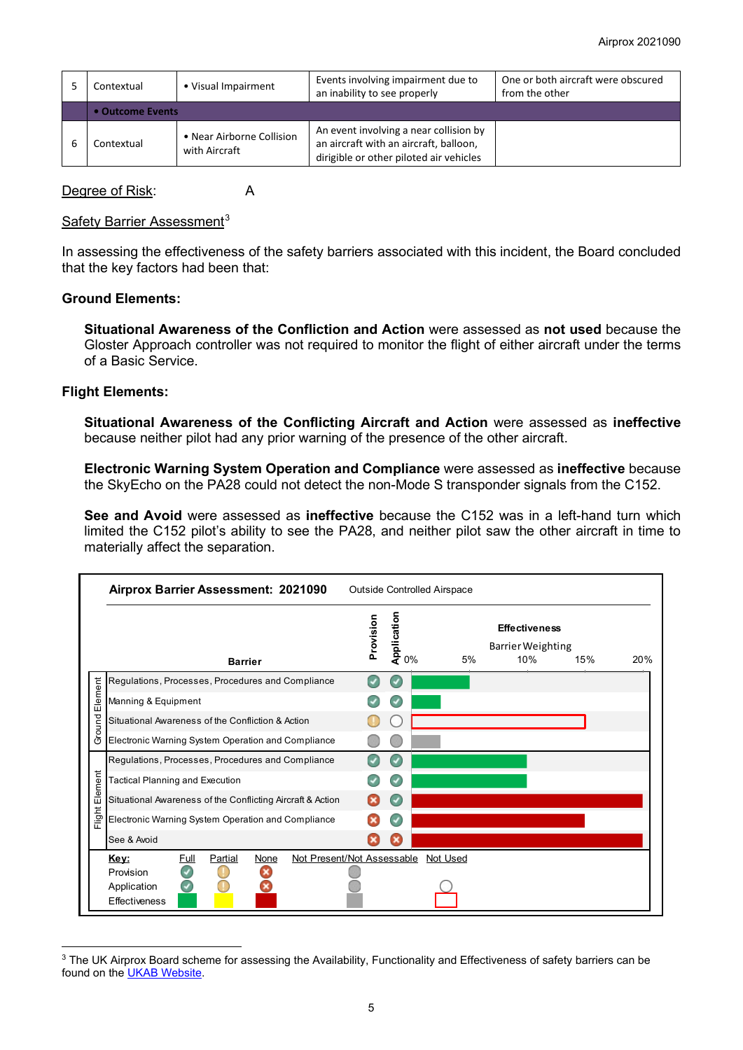| | | | | |
|---|---|---|---|---|
| 5 | Contextual | • Visual Impairment | Events involving impairment due to an inability to see properly | One or both aircraft were obscured from the other |
| | • Outcome Events | | | |
| 6 | Contextual | • Near Airborne Collision with Aircraft | An event involving a near collision by an aircraft with an aircraft, balloon, dirigible or other piloted air vehicles | |

Degree of Risk: A

Safety Barrier Assessment[3]

In assessing the effectiveness of the safety barriers associated with this incident, the Board concluded that the key factors had been that:

**Ground Elements:**

**Situational Awareness of the Confliction and Action** were assessed as **not used** because the Gloster Approach controller was not required to monitor the flight of either aircraft under the terms of a Basic Service.

**Flight Elements:**

**Situational Awareness of the Conflicting Aircraft and Action** were assessed as **ineffective** because neither pilot had any prior warning of the presence of the other aircraft.

**Electronic Warning System Operation and Compliance** were assessed as **ineffective** because the SkyEcho on the PA28 could not detect the non-Mode S transponder signals from the C152.

**See and Avoid** were assessed as **ineffective** because the C152 was in a left-hand turn which limited the C152 pilot's ability to see the PA28, and neither pilot saw the other aircraft in time to materially affect the separation.

Airprox Barrier Assessment: 2021090

Outside Controlled Airspace

Barrier

Provision

Application

Effectiveness

Barrier Weighting

0%

5%

10%

15%

20%

Ground Element

Regulations, Processes, Procedures and Compliance

Manning & Equipment

Situational Awareness of the Confliction & Action

Electronic Warning System Operation and Compliance

Flight Element

Regulations, Processes, Procedures and Compliance

Tactical Planning and Execution

Situational Awareness of the Conflicting Aircraft & Action

Electronic Warning System Operation and Compliance

See & Avoid

Key: Full Partial None Not Present/Not Assessable Not Used

Provision

Application

Effectiveness

[3] The UK Airprox Board scheme for assessing the Availability, Functionality and Effectiveness of safety barriers can be found on the UKAB Website.